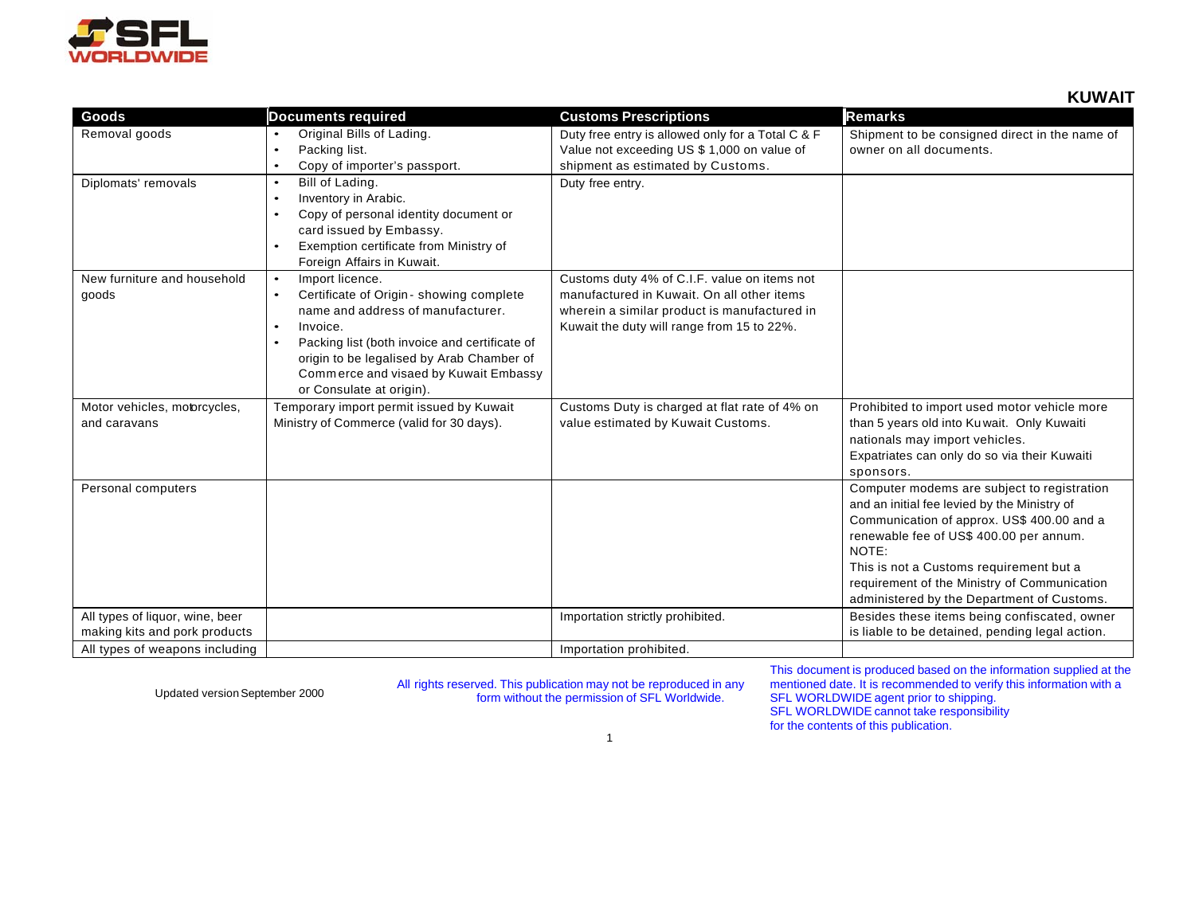SFL WORLDWIDE

## KUWAIT

| Goods | Documents required | Customs Prescriptions | Remarks |
|---|---|---|---|
| Removal goods | • Original Bills of Lading.<br>• Packing list.<br>• Copy of importer's passport. | Duty free entry is allowed only for a Total C & F Value not exceeding US $ 1,000 on value of shipment as estimated by Customs. | Shipment to be consigned direct in the name of owner on all documents. |
| Diplomats' removals | • Bill of Lading.<br>• Inventory in Arabic.<br>• Copy of personal identity document or card issued by Embassy.<br>• Exemption certificate from Ministry of Foreign Affairs in Kuwait. | Duty free entry. | |
| New furniture and household goods | • Import licence.<br>• Certificate of Origin - showing complete name and address of manufacturer.<br>• Invoice.<br>• Packing list (both invoice and certificate of origin to be legalised by Arab Chamber of Commerce and visaed by Kuwait Embassy or Consulate at origin). | Customs duty 4% of C.I.F. value on items not manufactured in Kuwait. On all other items wherein a similar product is manufactured in Kuwait the duty will range from 15 to 22%. | |
| Motor vehicles, motorcycles, and caravans | Temporary import permit issued by Kuwait Ministry of Commerce (valid for 30 days). | Customs Duty is charged at flat rate of 4% on value estimated by Kuwait Customs. | Prohibited to import used motor vehicle more than 5 years old into Kuwait. Only Kuwaiti nationals may import vehicles.<br>Expatriates can only do so via their Kuwaiti sponsors. |
| Personal computers | | | Computer modems are subject to registration and an initial fee levied by the Ministry of Communication of approx. US$ 400.00 and a renewable fee of US$ 400.00 per annum.<br>NOTE:<br>This is not a Customs requirement but a requirement of the Ministry of Communication administered by the Department of Customs. |
| All types of liquor, wine, beer making kits and pork products | | Importation strictly prohibited. | Besides these items being confiscated, owner is liable to be detained, pending legal action. |
| All types of weapons including | | Importation prohibited. | |

Updated version September 2000

All rights reserved. This publication may not be reproduced in any form without the permission of SFL Worldwide.

This document is produced based on the information supplied at the mentioned date. It is recommended to verify this information with a SFL WORLDWIDE agent prior to shipping.
SFL WORLDWIDE cannot take responsibility for the contents of this publication.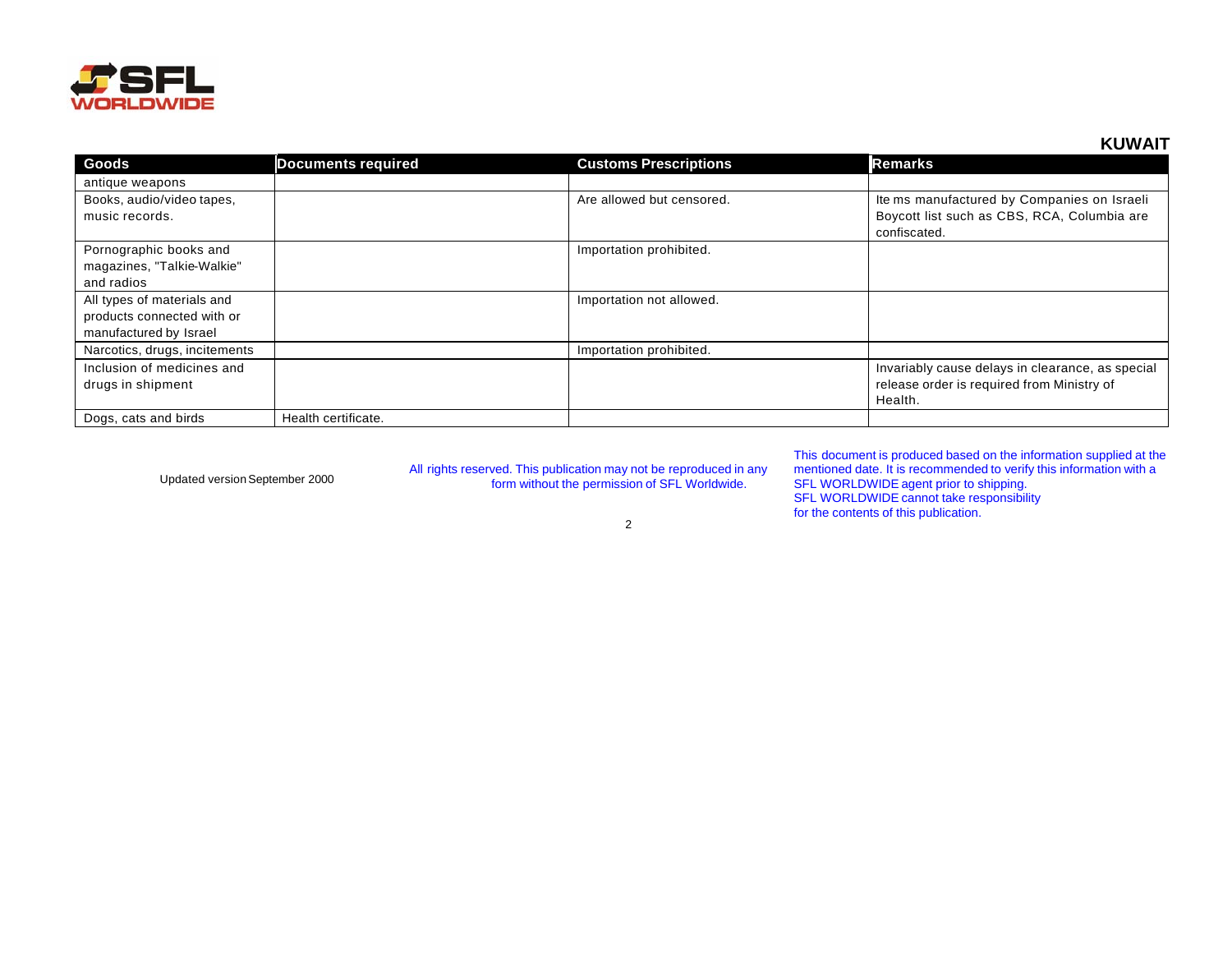**KUWAIT**

| Goods | Documents required | Customs Prescriptions | Remarks |
|---|---|---|---|
| antique weapons | | | |
| Books, audio/video tapes, music records. | | Are allowed but censored. | Ite ms manufactured by Companies on Israeli Boycott list such as CBS, RCA, Columbia are confiscated. |
| Pornographic books and magazines, "Talkie-Walkie" and radios | | Importation prohibited. | |
| All types of materials and products connected with or manufactured by Israel | | Importation not allowed. | |
| Narcotics, drugs, incitements | | Importation prohibited. | |
| Inclusion of medicines and drugs in shipment | | | Invariably cause delays in clearance, as special release order is required from Ministry of Health. |
| Dogs, cats and birds | Health certificate. | | |

Updated version September 2000

All rights reserved. This publication may not be reproduced in any form without the permission of SFL Worldwide.

This document is produced based on the information supplied at the mentioned date. It is recommended to verify this information with a SFL WORLDWIDE agent prior to shipping.
SFL WORLDWIDE cannot take responsibility for the contents of this publication.